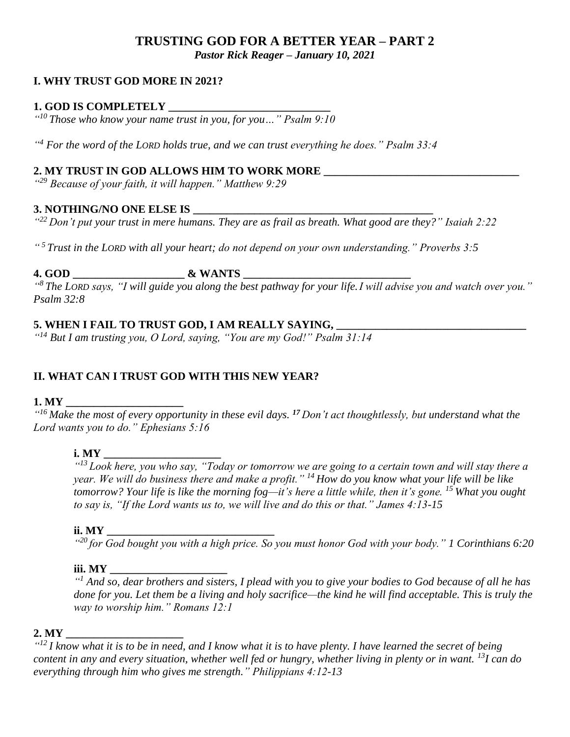# TRUSTING GOD FOR A BETTER YEAR – PART 2

***Pastor Rick Reager – January 10, 2021***

## I. WHY TRUST GOD MORE IN 2021?

### 1. GOD IS COMPLETELY ____________________________

*“[10] Those who know your name trust in you, for you…” Psalm 9:10*

*“[4] For the word of the LORD holds true, and we can trust everything he does.” Psalm 33:4*

### 2. MY TRUST IN GOD ALLOWS HIM TO WORK MORE ___________________________________

*“[29] Because of your faith, it will happen.” Matthew 9:29*

### 3. NOTHING/NO ONE ELSE IS ___________________________________________

*“[22] Don’t put your trust in mere humans. They are as frail as breath. What good are they?” Isaiah 2:22*

*“[5] Trust in the LORD with all your heart; do not depend on your own understanding.” Proverbs 3:5*

### 4. GOD ___________________ & WANTS _____________________________

*“[8] The LORD says, “I will guide you along the best pathway for your life. I will advise you and watch over you.” Psalm 32:8*

### 5. WHEN I FAIL TO TRUST GOD, I AM REALLY SAYING, _________________________________

*“[14] But I am trusting you, O Lord, saying, “You are my God!” Psalm 31:14*

## II. WHAT CAN I TRUST GOD WITH THIS NEW YEAR?

### 1. MY ____________________

*“[16] Make the most of every opportunity in these evil days. [17] Don’t act thoughtlessly, but understand what the Lord wants you to do.” Ephesians 5:16*

**i. MY ____________________**

*“[13] Look here, you who say, “Today or tomorrow we are going to a certain town and will stay there a year. We will do business there and make a profit.” [14] How do you know what your life will be like tomorrow? Your life is like the morning fog—it’s here a little while, then it’s gone. [15] What you ought to say is, “If the Lord wants us to, we will live and do this or that.” James 4:13-15*

**ii. MY _____________________________**

*“[20] for God bought you with a high price. So you must honor God with your body.” 1 Corinthians 6:20*

**iii. MY ____________________**

*“[1] And so, dear brothers and sisters, I plead with you to give your bodies to God because of all he has done for you. Let them be a living and holy sacrifice—the kind he will find acceptable. This is truly the way to worship him.” Romans 12:1*

### 2. MY ____________________

*“[12] I know what it is to be in need, and I know what it is to have plenty. I have learned the secret of being content in any and every situation, whether well fed or hungry, whether living in plenty or in want. [13] I can do everything through him who gives me strength.” Philippians 4:12-13*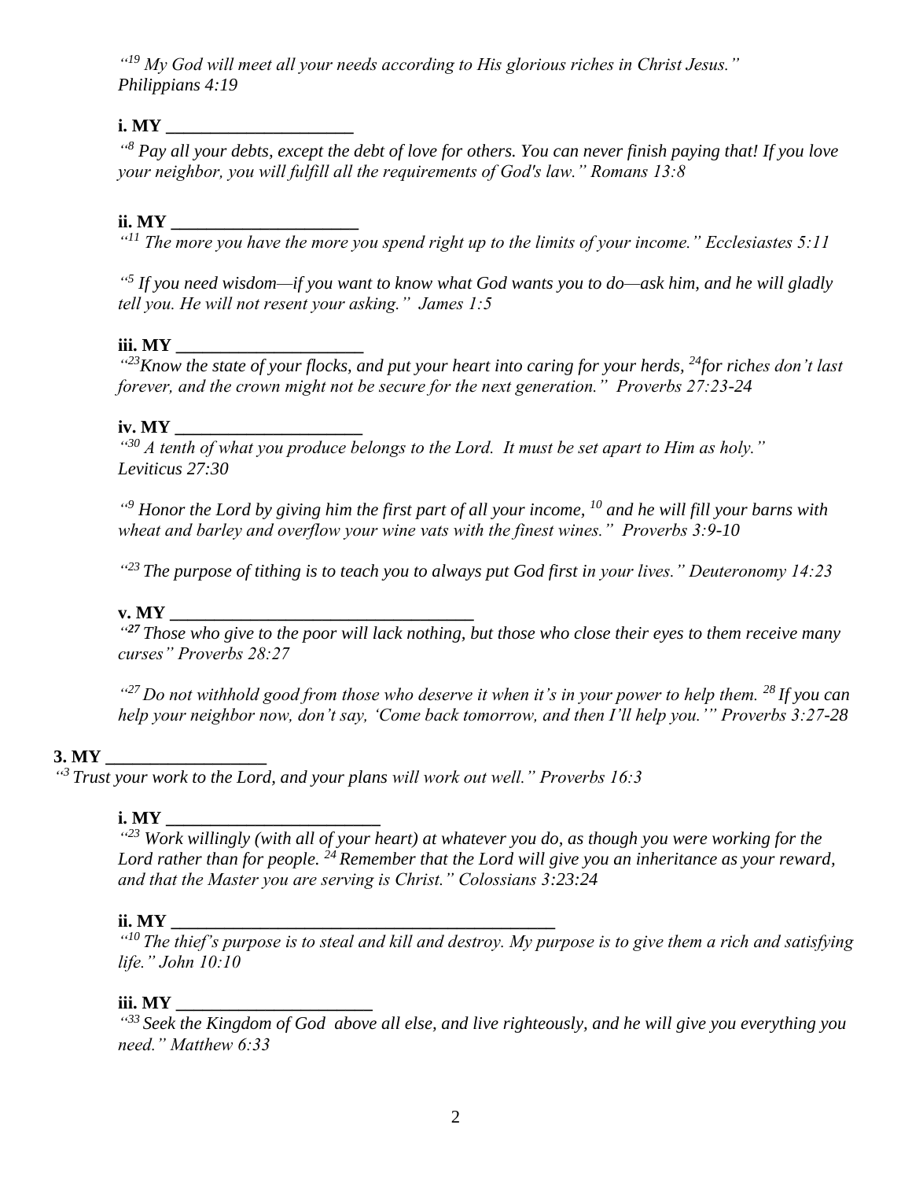*"[19] My God will meet all your needs according to His glorious riches in Christ Jesus." Philippians 4:19*

**i. MY ____________________**

*"[8] Pay all your debts, except the debt of love for others. You can never finish paying that! If you love your neighbor, you will fulfill all the requirements of God's law." Romans 13:8*

**ii. MY ____________________**

*"[11] The more you have the more you spend right up to the limits of your income." Ecclesiastes 5:11*

*"[5] If you need wisdom—if you want to know what God wants you to do—ask him, and he will gladly tell you. He will not resent your asking." James 1:5*

**iii. MY ____________________**

*"[23]Know the state of your flocks, and put your heart into caring for your herds, [24]for riches don't last forever, and the crown might not be secure for the next generation." Proverbs 27:23-24*

**iv. MY ____________________**

*"[30] A tenth of what you produce belongs to the Lord. It must be set apart to Him as holy." Leviticus 27:30*

*"[9] Honor the Lord by giving him the first part of all your income, [10] and he will fill your barns with wheat and barley and overflow your wine vats with the finest wines." Proverbs 3:9-10*

*"[23] The purpose of tithing is to teach you to always put God first in your lives." Deuteronomy 14:23*

**v. MY ______________________________**

*"[27] Those who give to the poor will lack nothing, but those who close their eyes to them receive many curses" Proverbs 28:27*

*"[27] Do not withhold good from those who deserve it when it's in your power to help them. [28] If you can help your neighbor now, don't say, 'Come back tomorrow, and then I'll help you.'" Proverbs 3:27-28*

**3. MY ________________**

*"[3] Trust your work to the Lord, and your plans will work out well." Proverbs 16:3*

**i. MY ______________________**

*"[23] Work willingly (with all of your heart) at whatever you do, as though you were working for the Lord rather than for people. [24] Remember that the Lord will give you an inheritance as your reward, and that the Master you are serving is Christ." Colossians 3:23:24*

**ii. MY ________________________________________**

*"[10] The thief's purpose is to steal and kill and destroy. My purpose is to give them a rich and satisfying life." John 10:10*

**iii. MY ____________________**

*"[33] Seek the Kingdom of God above all else, and live righteously, and he will give you everything you need." Matthew 6:33*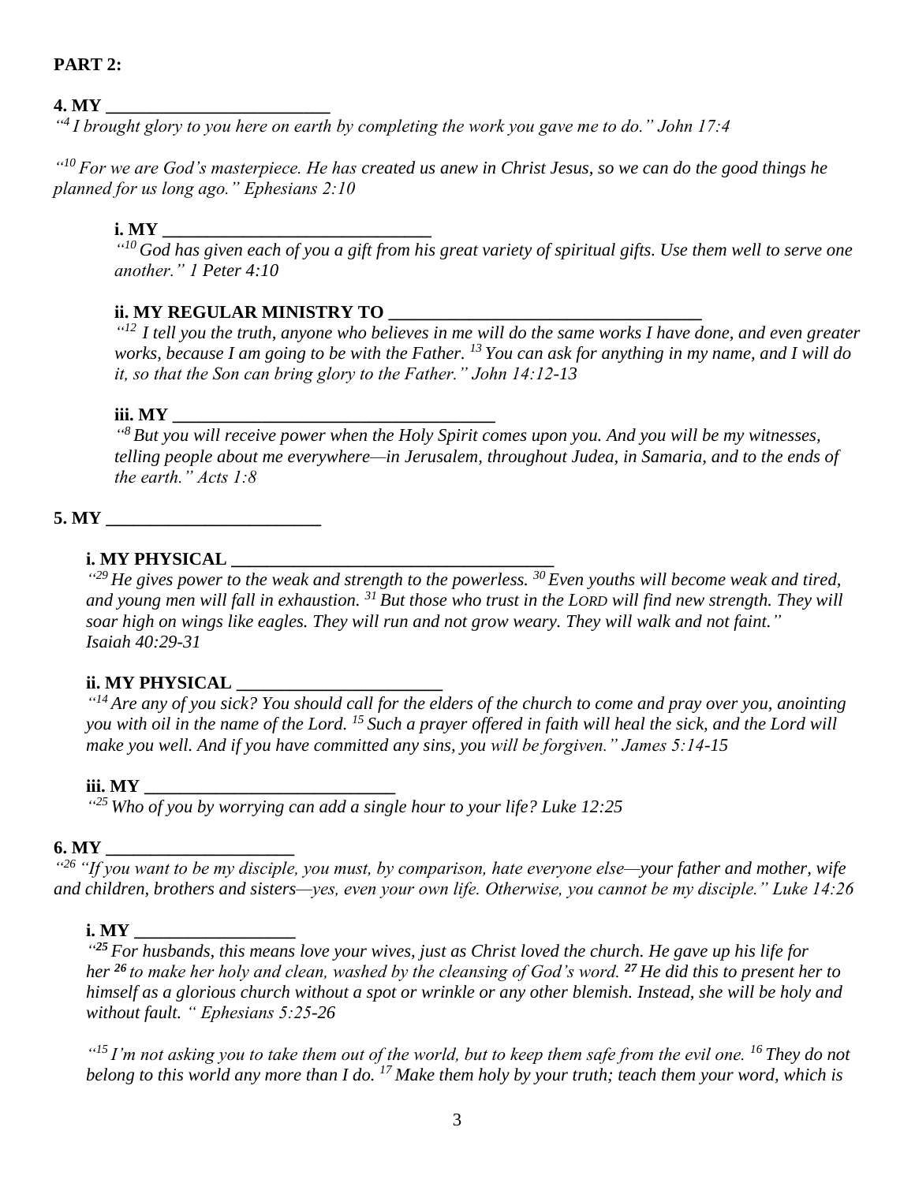**PART 2:**

**4. MY \_\_\_\_\_\_\_\_\_\_\_\_\_\_\_\_\_\_\_\_\_\_\_\_\_**

*"[4] I brought glory to you here on earth by completing the work you gave me to do." John 17:4*

*"[10] For we are God's masterpiece. He has created us anew in Christ Jesus, so we can do the good things he planned for us long ago." Ephesians 2:10*

**i. MY \_\_\_\_\_\_\_\_\_\_\_\_\_\_\_\_\_\_\_\_\_\_\_\_\_\_\_\_\_\_**

*"[10] God has given each of you a gift from his great variety of spiritual gifts. Use them well to serve one another." 1 Peter 4:10*

**ii. MY REGULAR MINISTRY TO \_\_\_\_\_\_\_\_\_\_\_\_\_\_\_\_\_\_\_\_\_\_\_\_\_\_\_\_\_\_\_\_\_\_\_**

*"[12] I tell you the truth, anyone who believes in me will do the same works I have done, and even greater works, because I am going to be with the Father. [13] You can ask for anything in my name, and I will do it, so that the Son can bring glory to the Father." John 14:12-13*

**iii. MY \_\_\_\_\_\_\_\_\_\_\_\_\_\_\_\_\_\_\_\_\_\_\_\_\_\_\_\_\_\_\_\_\_\_\_\_**

*"[8] But you will receive power when the Holy Spirit comes upon you. And you will be my witnesses, telling people about me everywhere—in Jerusalem, throughout Judea, in Samaria, and to the ends of the earth." Acts 1:8*

**5. MY \_\_\_\_\_\_\_\_\_\_\_\_\_\_\_\_\_\_\_\_\_\_\_\_**

**i. MY PHYSICAL \_\_\_\_\_\_\_\_\_\_\_\_\_\_\_\_\_\_\_\_\_\_\_\_\_\_\_\_\_\_\_\_\_\_\_\_**

*"[29] He gives power to the weak and strength to the powerless. [30] Even youths will become weak and tired, and young men will fall in exhaustion. [31] But those who trust in the LORD will find new strength. They will soar high on wings like eagles. They will run and not grow weary. They will walk and not faint." Isaiah 40:29-31*

**ii. MY PHYSICAL \_\_\_\_\_\_\_\_\_\_\_\_\_\_\_\_\_\_\_\_\_\_\_**

*"[14] Are any of you sick? You should call for the elders of the church to come and pray over you, anointing you with oil in the name of the Lord. [15] Such a prayer offered in faith will heal the sick, and the Lord will make you well. And if you have committed any sins, you will be forgiven." James 5:14-15*

**iii. MY \_\_\_\_\_\_\_\_\_\_\_\_\_\_\_\_\_\_\_\_\_\_\_\_\_\_\_\_**

*"[25] Who of you by worrying can add a single hour to your life? Luke 12:25*

**6. MY \_\_\_\_\_\_\_\_\_\_\_\_\_\_\_\_\_\_\_\_\_**

*"[26] "If you want to be my disciple, you must, by comparison, hate everyone else—your father and mother, wife and children, brothers and sisters—yes, even your own life. Otherwise, you cannot be my disciple." Luke 14:26*

**i. MY \_\_\_\_\_\_\_\_\_\_\_\_\_\_\_\_\_\_**

*"[25] For husbands, this means love your wives, just as Christ loved the church. He gave up his life for her [26] to make her holy and clean, washed by the cleansing of God's word. [27] He did this to present her to himself as a glorious church without a spot or wrinkle or any other blemish. Instead, she will be holy and without fault. " Ephesians 5:25-26*

*"[15] I'm not asking you to take them out of the world, but to keep them safe from the evil one. [16] They do not belong to this world any more than I do. [17] Make them holy by your truth; teach them your word, which is*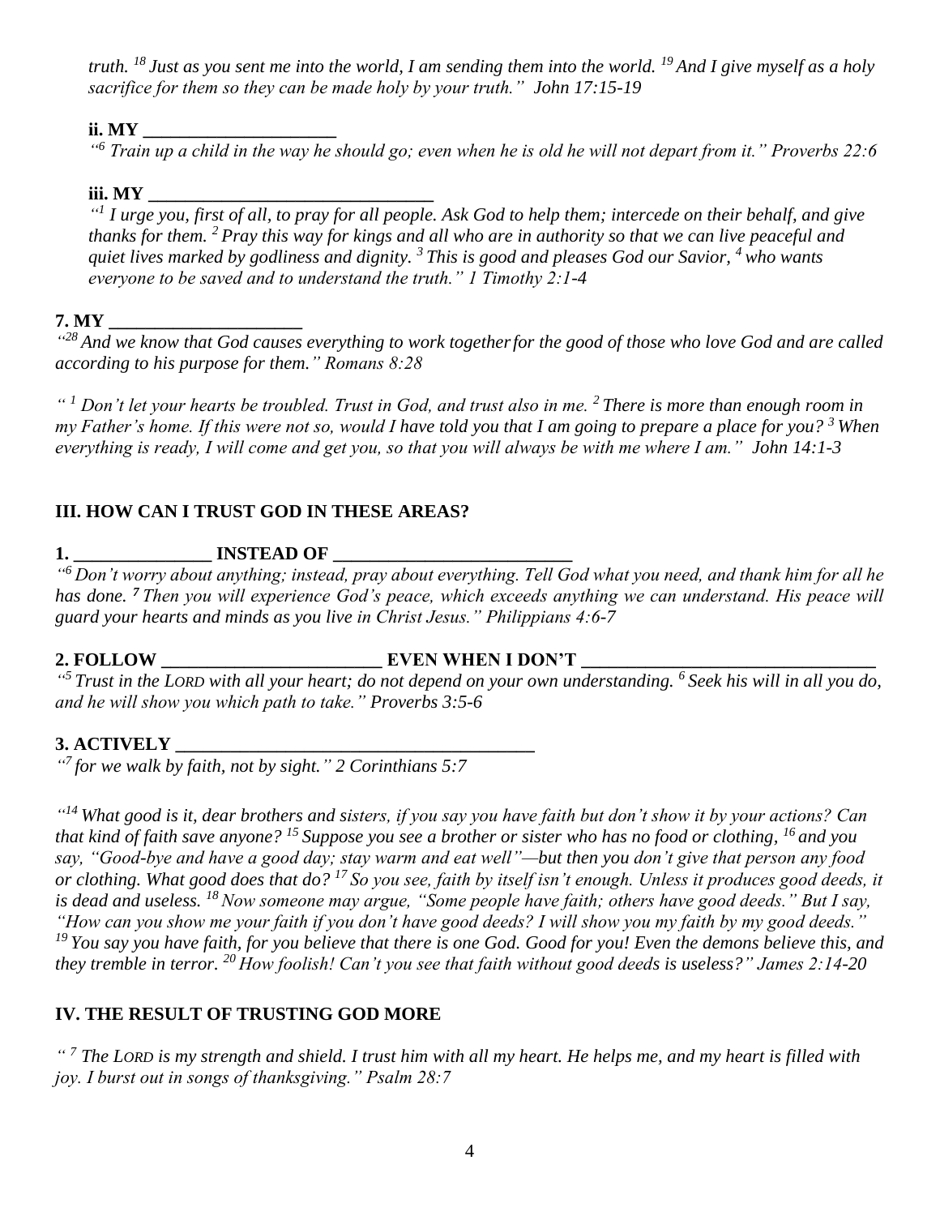*truth. [18] Just as you sent me into the world, I am sending them into the world. [19] And I give myself as a holy sacrifice for them so they can be made holy by your truth." John 17:15-19*

**ii. MY ____________________**

*"[6] Train up a child in the way he should go; even when he is old he will not depart from it." Proverbs 22:6*

**iii. MY ____________________________**

*"[1] I urge you, first of all, to pray for all people. Ask God to help them; intercede on their behalf, and give thanks for them. [2] Pray this way for kings and all who are in authority so that we can live peaceful and quiet lives marked by godliness and dignity. [3] This is good and pleases God our Savior, [4] who wants everyone to be saved and to understand the truth." 1 Timothy 2:1-4*

**7. MY ____________________**

*"[28] And we know that God causes everything to work together for the good of those who love God and are called according to his purpose for them." Romans 8:28*

*" [1] Don't let your hearts be troubled. Trust in God, and trust also in me. [2] There is more than enough room in my Father's home. If this were not so, would I have told you that I am going to prepare a place for you? [3] When everything is ready, I will come and get you, so that you will always be with me where I am." John 14:1-3*

## III. HOW CAN I TRUST GOD IN THESE AREAS?

**1. ______________ INSTEAD OF ________________________**

*"[6] Don't worry about anything; instead, pray about everything. Tell God what you need, and thank him for all he has done. [7] Then you will experience God's peace, which exceeds anything we can understand. His peace will guard your hearts and minds as you live in Christ Jesus." Philippians 4:6-7*

**2. FOLLOW ______________________ EVEN WHEN I DON'T ____________________________**

*"[5] Trust in the LORD with all your heart; do not depend on your own understanding. [6] Seek his will in all you do, and he will show you which path to take." Proverbs 3:5-6*

**3. ACTIVELY ____________________________________**

*"[7] for we walk by faith, not by sight." 2 Corinthians 5:7*

*"[14] What good is it, dear brothers and sisters, if you say you have faith but don't show it by your actions? Can that kind of faith save anyone? [15] Suppose you see a brother or sister who has no food or clothing, [16] and you say, "Good-bye and have a good day; stay warm and eat well"—but then you don't give that person any food or clothing. What good does that do? [17] So you see, faith by itself isn't enough. Unless it produces good deeds, it is dead and useless. [18] Now someone may argue, "Some people have faith; others have good deeds." But I say, "How can you show me your faith if you don't have good deeds? I will show you my faith by my good deeds." [19] You say you have faith, for you believe that there is one God. Good for you! Even the demons believe this, and they tremble in terror. [20] How foolish! Can't you see that faith without good deeds is useless?" James 2:14-20*

## IV. THE RESULT OF TRUSTING GOD MORE

*" [7] The LORD is my strength and shield. I trust him with all my heart. He helps me, and my heart is filled with joy. I burst out in songs of thanksgiving." Psalm 28:7*